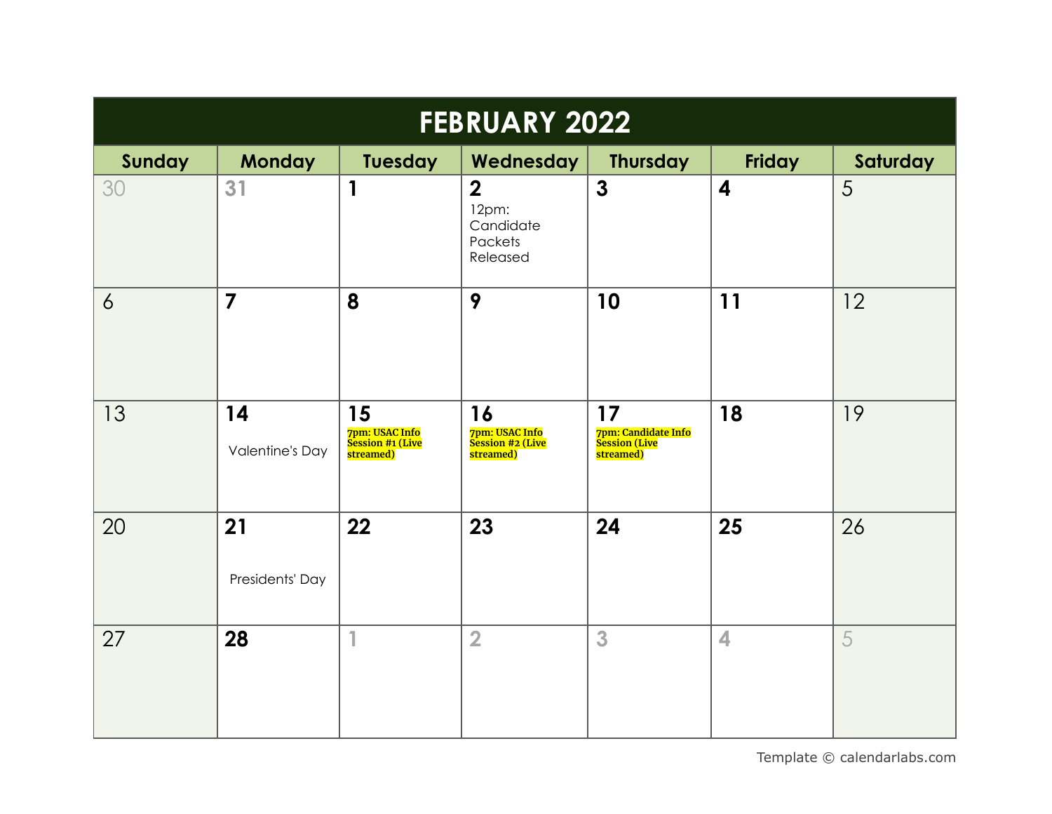# FEBRUARY 2022

| Sunday | Monday | Tuesday | Wednesday | Thursday | Friday | Saturday |
|---|---|---|---|---|---|---|
| 30 | 31 | 1 | 2<br>12pm: Candidate Packets Released | 3 | 4 | 5 |
| 6 | 7 | 8 | 9 | 10 | 11 | 12 |
| 13 | 14<br>Valentine's Day | 15<br>**7pm: USAC Info Session #1 (Live streamed)** | 16<br>**7pm: USAC Info Session #2 (Live streamed)** | 17<br>**7pm: Candidate Info Session (Live streamed)** | 18 | 19 |
| 20 | 21<br>Presidents' Day | 22 | 23 | 24 | 25 | 26 |
| 27 | 28 | 1 | 2 | 3 | 4 | 5 |

Template © calendarlabs.com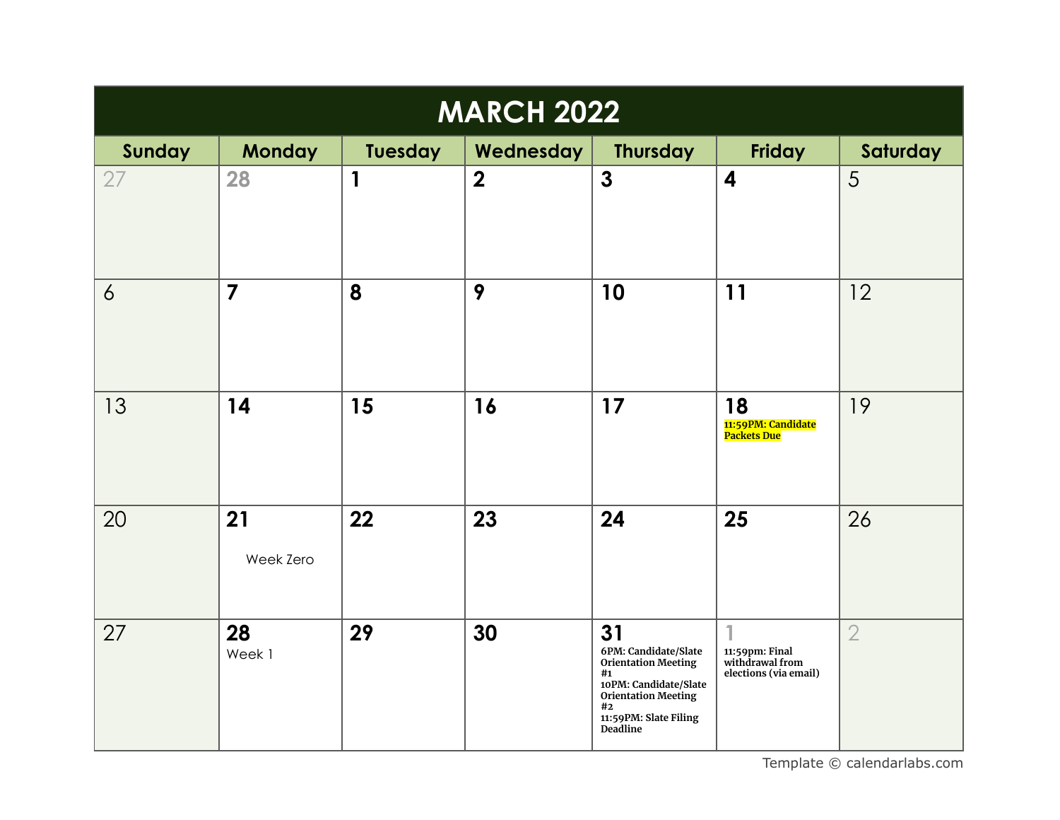# MARCH 2022

| Sunday | Monday | Tuesday | Wednesday | Thursday | Friday | Saturday |
|---|---|---|---|---|---|---|
| 27 | 28 | 1 | 2 | 3 | 4 | 5 |
| 6 | 7 | 8 | 9 | 10 | 11 | 12 |
| 13 | 14 | 15 | 16 | 17 | 18 **11:59PM: Candidate Packets Due** | 19 |
| 20 | 21 Week Zero | 22 | 23 | 24 | 25 | 26 |
| 27 | 28 Week 1 | 29 | 30 | 31 **6PM: Candidate/Slate Orientation Meeting #1** **10PM: Candidate/Slate Orientation Meeting #2** **11:59PM: Slate Filing Deadline** | 1 **11:59pm: Final withdrawal from elections (via email)** | 2 |

Template © calendarlabs.com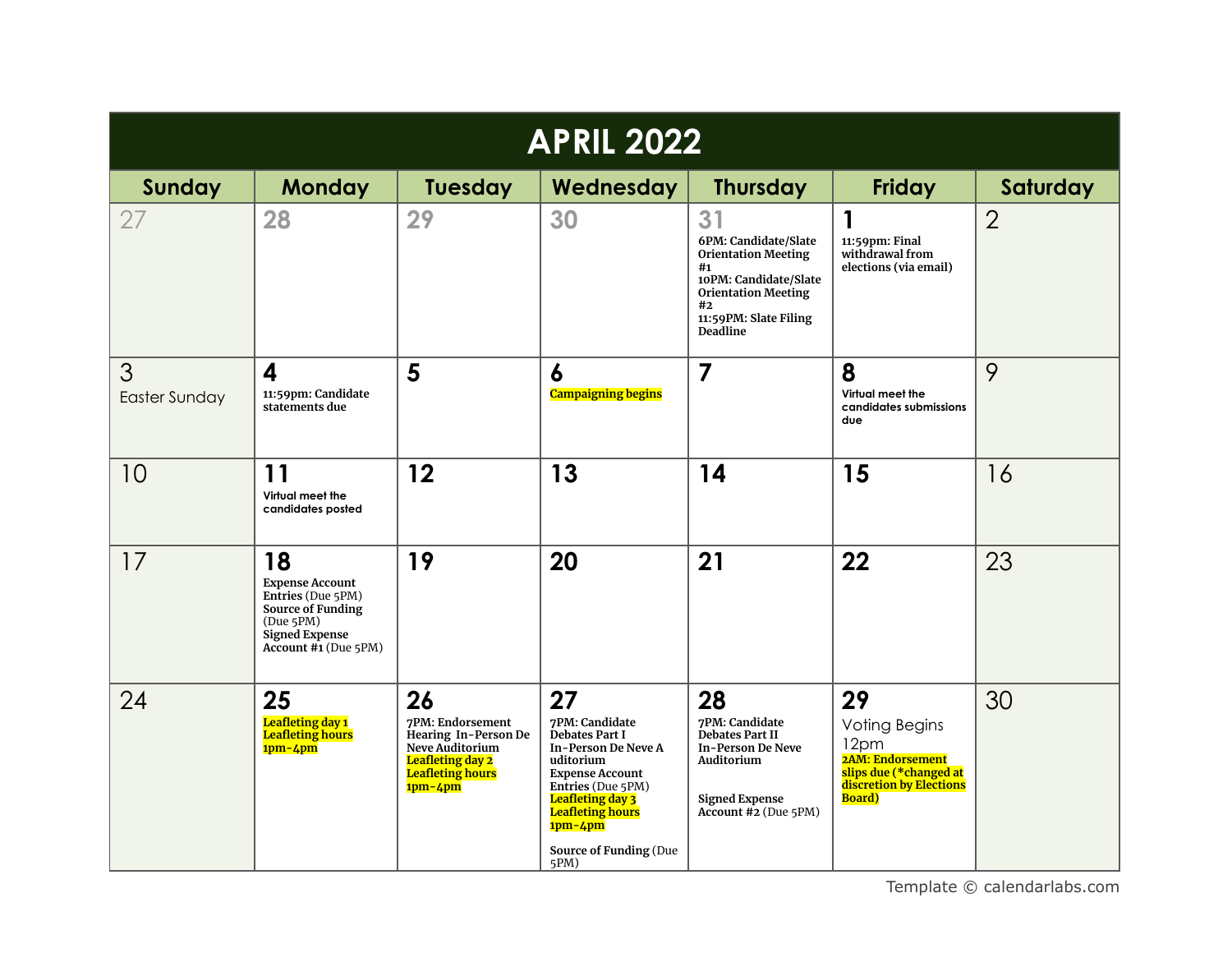# APRIL 2022

| Sunday | Monday | Tuesday | Wednesday | Thursday | Friday | Saturday |
|---|---|---|---|---|---|---|
| 27 | 28 | 29 | 30 | 31<br>6PM: Candidate/Slate Orientation Meeting #1<br>10PM: Candidate/Slate Orientation Meeting #2<br>11:59PM: Slate Filing Deadline | 1<br>11:59pm: Final withdrawal from elections (via email) | 2 |
| 3<br>Easter Sunday | 4<br>11:59pm: Candidate statements due | 5 | 6<br>Campaigning begins | 7 | 8<br>Virtual meet the candidates submissions due | 9 |
| 10 | 11<br>Virtual meet the candidates posted | 12 | 13 | 14 | 15 | 16 |
| 17 | 18<br>Expense Account Entries (Due 5PM)<br>Source of Funding (Due 5PM)<br>Signed Expense Account #1 (Due 5PM) | 19 | 20 | 21 | 22 | 23 |
| 24 | 25<br>Leafleting day 1<br>Leafleting hours 1pm-4pm | 26<br>7PM: Endorsement Hearing In-Person De Neve Auditorium<br>Leafleting day 2<br>Leafleting hours 1pm-4pm | 27<br>7PM: Candidate Debates Part I In-Person De Neve A uditorium<br>Expense Account Entries (Due 5PM)<br>Leafleting day 3<br>Leafleting hours 1pm-4pm<br>Source of Funding (Due 5PM) | 28<br>7PM: Candidate Debates Part II In-Person De Neve Auditorium<br>Signed Expense Account #2 (Due 5PM) | 29<br>Voting Begins 12pm<br>2AM: Endorsement slips due (*changed at discretion by Elections Board) | 30 |

Template © calendarlabs.com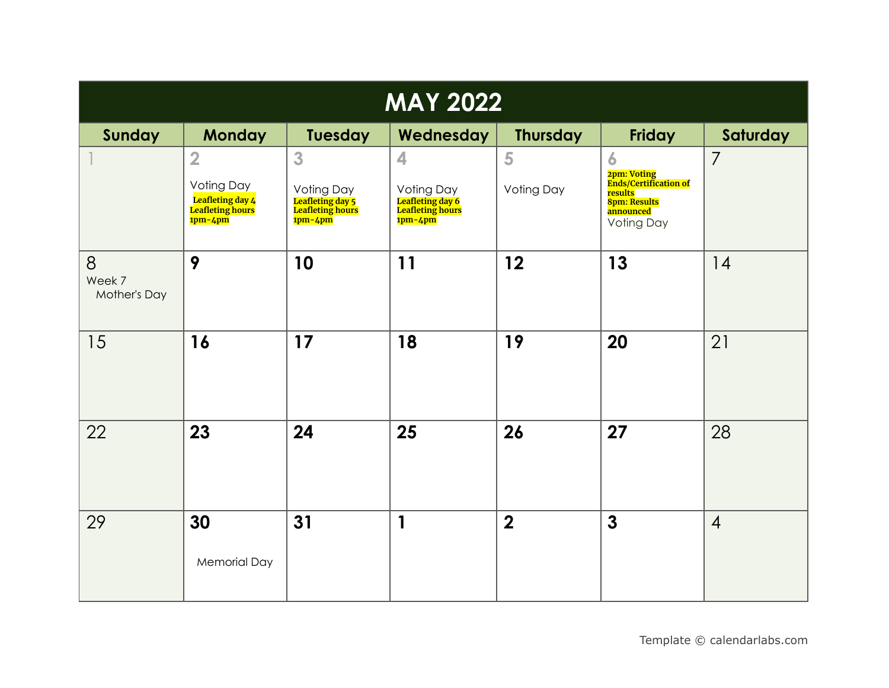# MAY 2022

| Sunday | Monday | Tuesday | Wednesday | Thursday | Friday | Saturday |
|---|---|---|---|---|---|---|
| 1 | 2 Voting Day **Leafleting day 4 Leafleting hours 1pm-4pm** | 3 Voting Day **Leafleting day 5 Leafleting hours 1pm-4pm** | 4 Voting Day **Leafleting day 6 Leafleting hours 1pm-4pm** | 5 Voting Day | 6 **2pm: Voting Ends/Certification of results 8pm: Results announced** Voting Day | 7 |
| 8 Week 7 Mother's Day | 9 | 10 | 11 | 12 | 13 | 14 |
| 15 | 16 | 17 | 18 | 19 | 20 | 21 |
| 22 | 23 | 24 | 25 | 26 | 27 | 28 |
| 29 | 30 Memorial Day | 31 | 1 | 2 | 3 | 4 |

Template © calendarlabs.com